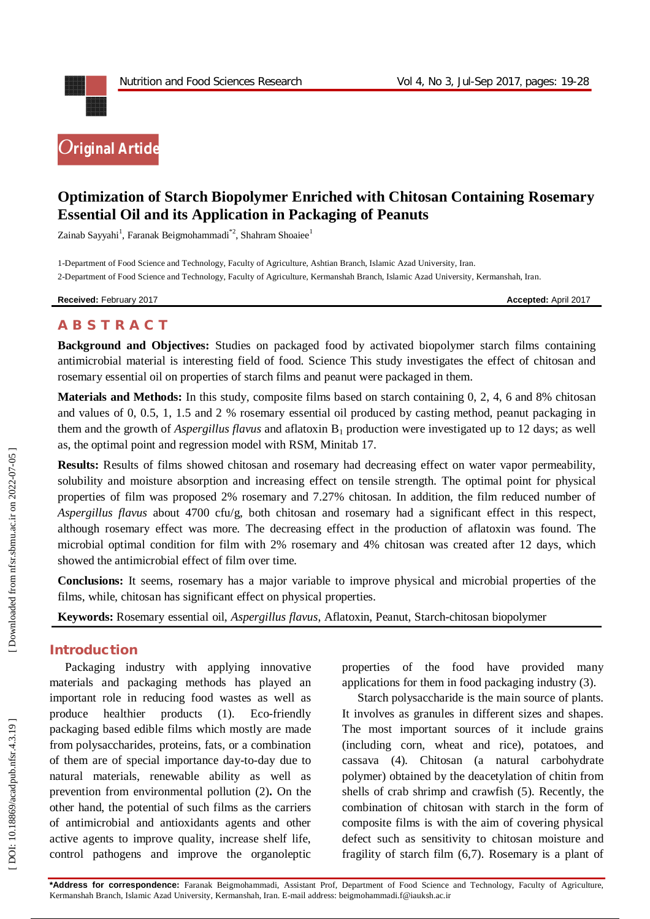Original Article

# Optimization of Starch Biopolymer Enriched with Chitosan Containing Rosemary Essential Oil and its Application in Packaging of Peanuts

Zainab Sayyahi[1], Faranak Beigmohammadi[*2], Shahram Shoaiee[1]

1-Department of Food Science and Technology, Faculty of Agriculture, Ashtian Branch, Islamic Azad University, Iran.

2-Department of Food Science and Technology, Faculty of Agriculture, Kermanshah Branch, Islamic Azad University, Kermanshah, Iran.

**Received:** February 2017 **Accepted:** April 2017

## ABSTRACT

**Background and Objectives:** Studies on packaged food by activated biopolymer starch films containing antimicrobial material is interesting field of food. Science This study investigates the effect of chitosan and rosemary essential oil on properties of starch films and peanut were packaged in them.

**Materials and Methods:** In this study, composite films based on starch containing 0, 2, 4, 6 and 8% chitosan and values of 0, 0.5, 1, 1.5 and 2 % rosemary essential oil produced by casting method, peanut packaging in them and the growth of *Aspergillus flavus* and aflatoxin $B_1$ production were investigated up to 12 days; as well as, the optimal point and regression model with RSM, Minitab 17.

**Results:** Results of films showed chitosan and rosemary had decreasing effect on water vapor permeability, solubility and moisture absorption and increasing effect on tensile strength. The optimal point for physical properties of film was proposed 2% rosemary and 7.27% chitosan. In addition, the film reduced number of *Aspergillus flavus* about 4700 cfu/g, both chitosan and rosemary had a significant effect in this respect, although rosemary effect was more. The decreasing effect in the production of aflatoxin was found. The microbial optimal condition for film with 2% rosemary and 4% chitosan was created after 12 days, which showed the antimicrobial effect of film over time.

**Conclusions:** It seems, rosemary has a major variable to improve physical and microbial properties of the films, while, chitosan has significant effect on physical properties.

**Keywords:** Rosemary essential oil, *Aspergillus flavus*, Aflatoxin, Peanut, Starch-chitosan biopolymer

## Introduction

Packaging industry with applying innovative materials and packaging methods has played an important role in reducing food wastes as well as produce healthier products (1). Eco-friendly packaging based edible films which mostly are made from polysaccharides, proteins, fats, or a combination of them are of special importance day-to-day due to natural materials, renewable ability as well as prevention from environmental pollution (2). On the other hand, the potential of such films as the carriers of antimicrobial and antioxidants agents and other active agents to improve quality, increase shelf life, control pathogens and improve the organoleptic properties of the food have provided many applications for them in food packaging industry (3).

Starch polysaccharide is the main source of plants. It involves as granules in different sizes and shapes. The most important sources of it include grains (including corn, wheat and rice), potatoes, and cassava (4). Chitosan (a natural carbohydrate polymer) obtained by the deacetylation of chitin from shells of crab shrimp and crawfish (5). Recently, the combination of chitosan with starch in the form of composite films is with the aim of covering physical defect such as sensitivity to chitosan moisture and fragility of starch film (6,7). Rosemary is a plant of

**\*Address for correspondence:** Faranak Beigmohammadi, Assistant Prof, Department of Food Science and Technology, Faculty of Agriculture, Kermanshah Branch, Islamic Azad University, Kermanshah, Iran. E-mail address: beigmohammadi.f@iauksh.ac.ir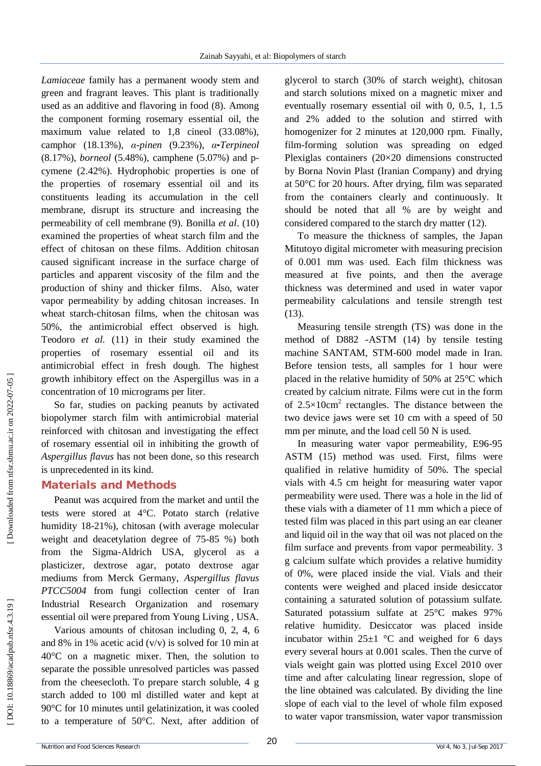*Lamiaceae* family has a permanent woody stem and green and fragrant leaves. This plant is traditionally used as an additive and flavoring in food (8). Among the component forming rosemary essential oil, the maximum value related to 1,8 cineol (33.08%), camphor (18.13%), *α-pinen* (9.23%), *α-Terpineol* (8.17%), *borneol* (5.48%), camphene (5.07%) and p-cymene (2.42%). Hydrophobic properties is one of the properties of rosemary essential oil and its constituents leading its accumulation in the cell membrane, disrupt its structure and increasing the permeability of cell membrane (9). Bonilla *et al*. (10) examined the properties of wheat starch film and the effect of chitosan on these films. Addition chitosan caused significant increase in the surface charge of particles and apparent viscosity of the film and the production of shiny and thicker films. Also, water vapor permeability by adding chitosan increases. In wheat starch-chitosan films, when the chitosan was 50%, the antimicrobial effect observed is high. Teodoro *et al.* (11) in their study examined the properties of rosemary essential oil and its antimicrobial effect in fresh dough. The highest growth inhibitory effect on the Aspergillus was in a concentration of 10 micrograms per liter.

So far, studies on packing peanuts by activated biopolymer starch film with antimicrobial material reinforced with chitosan and investigating the effect of rosemary essential oil in inhibiting the growth of *Aspergillus flavus* has not been done, so this research is unprecedented in its kind.

## Materials and Methods

Peanut was acquired from the market and until the tests were stored at 4°C. Potato starch (relative humidity 18-21%), chitosan (with average molecular weight and deacetylation degree of 75-85 %) both from the Sigma-Aldrich USA, glycerol as a plasticizer, dextrose agar, potato dextrose agar mediums from Merck Germany, *Aspergillus flavus PTCC5004* from fungi collection center of Iran Industrial Research Organization and rosemary essential oil were prepared from Young Living , USA.

Various amounts of chitosan including 0, 2, 4, 6 and 8% in 1% acetic acid (v/v) is solved for 10 min at 40°C on a magnetic mixer. Then, the solution to separate the possible unresolved particles was passed from the cheesecloth. To prepare starch soluble, 4 g starch added to 100 ml distilled water and kept at 90°C for 10 minutes until gelatinization, it was cooled to a temperature of 50°C. Next, after addition of glycerol to starch (30% of starch weight), chitosan and starch solutions mixed on a magnetic mixer and eventually rosemary essential oil with 0, 0.5, 1, 1.5 and 2% added to the solution and stirred with homogenizer for 2 minutes at 120,000 rpm. Finally, film-forming solution was spreading on edged Plexiglas containers (20×20 dimensions constructed by Borna Novin Plast (Iranian Company) and drying at 50°C for 20 hours. After drying, film was separated from the containers clearly and continuously. It should be noted that all % are by weight and considered compared to the starch dry matter (12).

To measure the thickness of samples, the Japan Mitutoyo digital micrometer with measuring precision of 0.001 mm was used. Each film thickness was measured at five points, and then the average thickness was determined and used in water vapor permeability calculations and tensile strength test (13).

Measuring tensile strength (TS) was done in the method of D882 -ASTM (14) by tensile testing machine SANTAM, STM-600 model made in Iran. Before tension tests, all samples for 1 hour were placed in the relative humidity of 50% at 25°C which created by calcium nitrate. Films were cut in the form of $2.5 \times 10 cm^2$ rectangles. The distance between the two device jaws were set 10 cm with a speed of 50 mm per minute, and the load cell 50 N is used.

In measuring water vapor permeability, E96-95 ASTM (15) method was used. First, films were qualified in relative humidity of 50%. The special vials with 4.5 cm height for measuring water vapor permeability were used. There was a hole in the lid of these vials with a diameter of 11 mm which a piece of tested film was placed in this part using an ear cleaner and liquid oil in the way that oil was not placed on the film surface and prevents from vapor permeability. 3 g calcium sulfate which provides a relative humidity of 0%, were placed inside the vial. Vials and their contents were weighed and placed inside desiccator containing a saturated solution of potassium sulfate. Saturated potassium sulfate at 25°C makes 97% relative humidity. Desiccator was placed inside incubator within 25±1 °C and weighed for 6 days every several hours at 0.001 scales. Then the curve of vials weight gain was plotted using Excel 2010 over time and after calculating linear regression, slope of the line obtained was calculated. By dividing the line slope of each vial to the level of whole film exposed to water vapor transmission, water vapor transmission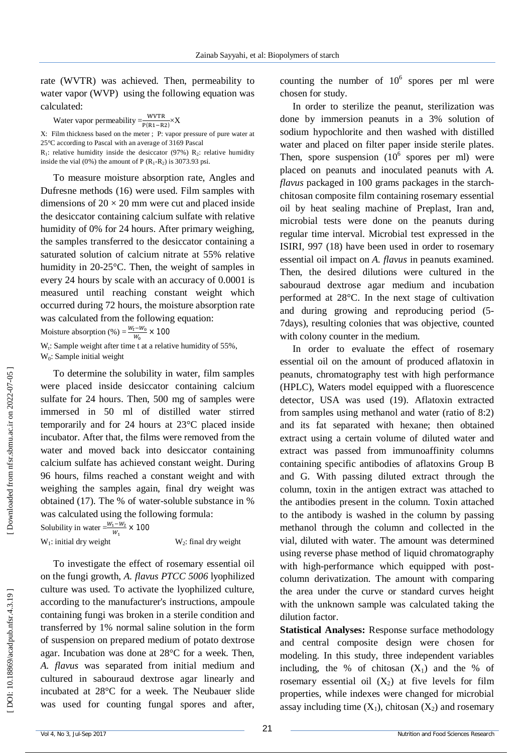rate (WVTR) was achieved. Then, permeability to water vapor (WVP) using the following equation was calculated:

$$\text{Water vapor permeability} = \frac{WVTR}{P(R1-R2)} \times X$$

X: Film thickness based on the meter ; P: vapor pressure of pure water at 25ºC according to Pascal with an average of 3169 Pascal

$R_1$: relative humidity inside the desiccator (97%) $R_2$: relative humidity inside the vial (0%) the amount of P ($R_1$-$R_2$) is 3073.93 psi.

To measure moisture absorption rate, Angles and Dufresne methods (16) were used. Film samples with dimensions of 20 × 20 mm were cut and placed inside the desiccator containing calcium sulfate with relative humidity of 0% for 24 hours. After primary weighing, the samples transferred to the desiccator containing a saturated solution of calcium nitrate at 55% relative humidity in 20-25°C. Then, the weight of samples in every 24 hours by scale with an accuracy of 0.0001 is measured until reaching constant weight which occurred during 72 hours, the moisture absorption rate was calculated from the following equation:

$$\text{Moisture absorption (\%)} = \frac{W_t - W_0}{W_0} \times 100$$

$W_t$: Sample weight after time t at a relative humidity of 55%,
$W_0$: Sample initial weight

To determine the solubility in water, film samples were placed inside desiccator containing calcium sulfate for 24 hours. Then, 500 mg of samples were immersed in 50 ml of distilled water stirred temporarily and for 24 hours at 23°C placed inside incubator. After that, the films were removed from the water and moved back into desiccator containing calcium sulfate has achieved constant weight. During 96 hours, films reached a constant weight and with weighing the samples again, final dry weight was obtained (17). The % of water-soluble substance in % was calculated using the following formula:

$$\text{Solubility in water} = \frac{W_1 - W_2}{W_1} \times 100$$

$W_1$: initial dry weight $W_2$: final dry weight

To investigate the effect of rosemary essential oil on the fungi growth, *A. flavus PTCC 5006* lyophilized culture was used. To activate the lyophilized culture, according to the manufacturer's instructions, ampoule containing fungi was broken in a sterile condition and transferred by 1% normal saline solution in the form of suspension on prepared medium of potato dextrose agar. Incubation was done at 28°C for a week. Then, *A. flavus* was separated from initial medium and cultured in sabouraud dextrose agar linearly and incubated at 28°C for a week. The Neubauer slide was used for counting fungal spores and after, counting the number of $10^6$ spores per ml were chosen for study.

In order to sterilize the peanut, sterilization was done by immersion peanuts in a 3% solution of sodium hypochlorite and then washed with distilled water and placed on filter paper inside sterile plates. Then, spore suspension ($10^6$ spores per ml) were placed on peanuts and inoculated peanuts with *A. flavus* packaged in 100 grams packages in the starch-chitosan composite film containing rosemary essential oil by heat sealing machine of Preplast, Iran and, microbial tests were done on the peanuts during regular time interval. Microbial test expressed in the ISIRI, 997 (18) have been used in order to rosemary essential oil impact on *A. flavus* in peanuts examined. Then, the desired dilutions were cultured in the sabouraud dextrose agar medium and incubation performed at 28°C. In the next stage of cultivation and during growing and reproducing period (5-7days), resulting colonies that was objective, counted with colony counter in the medium.

In order to evaluate the effect of rosemary essential oil on the amount of produced aflatoxin in peanuts, chromatography test with high performance (HPLC), Waters model equipped with a fluorescence detector, USA was used (19). Aflatoxin extracted from samples using methanol and water (ratio of 8:2) and its fat separated with hexane; then obtained extract using a certain volume of diluted water and extract was passed from immunoaffinity columns containing specific antibodies of aflatoxins Group B and G. With passing diluted extract through the column, toxin in the antigen extract was attached to the antibodies present in the column. Toxin attached to the antibody is washed in the column by passing methanol through the column and collected in the vial, diluted with water. The amount was determined using reverse phase method of liquid chromatography with high-performance which equipped with post-column derivatization. The amount with comparing the area under the curve or standard curves height with the unknown sample was calculated taking the dilution factor.

**Statistical Analyses:** Response surface methodology and central composite design were chosen for modeling. In this study, three independent variables including, the % of chitosan ($X_1$) and the % of rosemary essential oil ($X_2$) at five levels for film properties, while indexes were changed for microbial assay including time ($X_1$), chitosan ($X_2$) and rosemary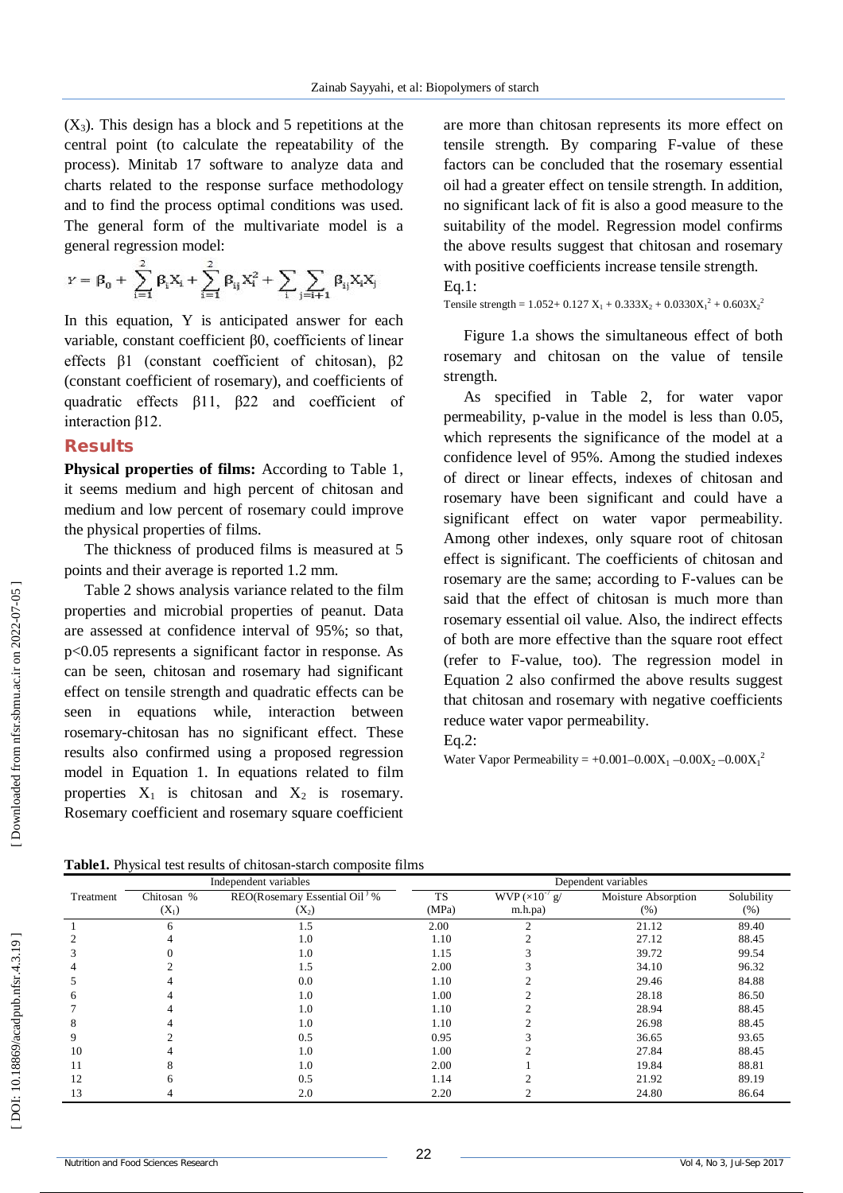($X_3$). This design has a block and 5 repetitions at the central point (to calculate the repeatability of the process). Minitab 17 software to analyze data and charts related to the response surface methodology and to find the process optimal conditions was used. The general form of the multivariate model is a general regression model:

$$Y = \beta_0 + \sum_{i=1}^{2} \beta_i X_i + \sum_{i=1}^{2} \beta_{ij} X_i^2 + \sum_{i} \sum_{j=i+1} \beta_{ij} X_i X_j$$

In this equation, Y is anticipated answer for each variable, constant coefficient $\beta 0$, coefficients of linear effects $\beta 1$ (constant coefficient of chitosan), $\beta 2$ (constant coefficient of rosemary), and coefficients of quadratic effects $\beta 11$, $\beta 22$ and coefficient of interaction $\beta 12$.

## Results

**Physical properties of films:** According to Table 1, it seems medium and high percent of chitosan and medium and low percent of rosemary could improve the physical properties of films.

The thickness of produced films is measured at 5 points and their average is reported 1.2 mm.

Table 2 shows analysis variance related to the film properties and microbial properties of peanut. Data are assessed at confidence interval of 95%; so that, $p<0.05$ represents a significant factor in response. As can be seen, chitosan and rosemary had significant effect on tensile strength and quadratic effects can be seen in equations while, interaction between rosemary-chitosan has no significant effect. These results also confirmed using a proposed regression model in Equation 1. In equations related to film properties $X_1$ is chitosan and $X_2$ is rosemary. Rosemary coefficient and rosemary square coefficient are more than chitosan represents its more effect on tensile strength. By comparing F-value of these factors can be concluded that the rosemary essential oil had a greater effect on tensile strength. In addition, no significant lack of fit is also a good measure to the suitability of the model. Regression model confirms the above results suggest that chitosan and rosemary with positive coefficients increase tensile strength.

Eq.1:

$$\text{Tensile strength} = 1.052 + 0.127\, X_1 + 0.333X_2 + 0.0330X_1^2 + 0.603X_2^2$$

Figure 1.a shows the simultaneous effect of both rosemary and chitosan on the value of tensile strength.

As specified in Table 2, for water vapor permeability, p-value in the model is less than 0.05, which represents the significance of the model at a confidence level of 95%. Among the studied indexes of direct or linear effects, indexes of chitosan and rosemary have been significant and could have a significant effect on water vapor permeability. Among other indexes, only square root of chitosan effect is significant. The coefficients of chitosan and rosemary are the same; according to F-values can be said that the effect of chitosan is much more than rosemary essential oil value. Also, the indirect effects of both are more effective than the square root effect (refer to F-value, too). The regression model in Equation 2 also confirmed the above results suggest that chitosan and rosemary with negative coefficients reduce water vapor permeability.

Eq.2:

$$\text{Water Vapor Permeability} = +0.001 - 0.00X_1 - 0.00X_2 - 0.00X_1^2$$

**Table1.** Physical test results of chitosan-starch composite films

| Treatment | Independent variables | | Dependent variables | | | |
|---|---|---|---|---|---|---|
| | Chitosan % ($X_1$) | REO(Rosemary Essential Oil) % ($X_2$) | TS (MPa) | WVP ($\times 10^{-7}$ g/ m.h.pa) | Moisture Absorption (%) | Solubility (%) |
| 1 | 6 | 1.5 | 2.00 | 2 | 21.12 | 89.40 |
| 2 | 4 | 1.0 | 1.10 | 2 | 27.12 | 88.45 |
| 3 | 0 | 1.0 | 1.15 | 3 | 39.72 | 99.54 |
| 4 | 2 | 1.5 | 2.00 | 3 | 34.10 | 96.32 |
| 5 | 4 | 0.0 | 1.10 | 2 | 29.46 | 84.88 |
| 6 | 4 | 1.0 | 1.00 | 2 | 28.18 | 86.50 |
| 7 | 4 | 1.0 | 1.10 | 2 | 28.94 | 88.45 |
| 8 | 4 | 1.0 | 1.10 | 2 | 26.98 | 88.45 |
| 9 | 2 | 0.5 | 0.95 | 3 | 36.65 | 93.65 |
| 10 | 4 | 1.0 | 1.00 | 2 | 27.84 | 88.45 |
| 11 | 8 | 1.0 | 2.00 | 1 | 19.84 | 88.81 |
| 12 | 6 | 0.5 | 1.14 | 2 | 21.92 | 89.19 |
| 13 | 4 | 2.0 | 2.20 | 2 | 24.80 | 86.64 |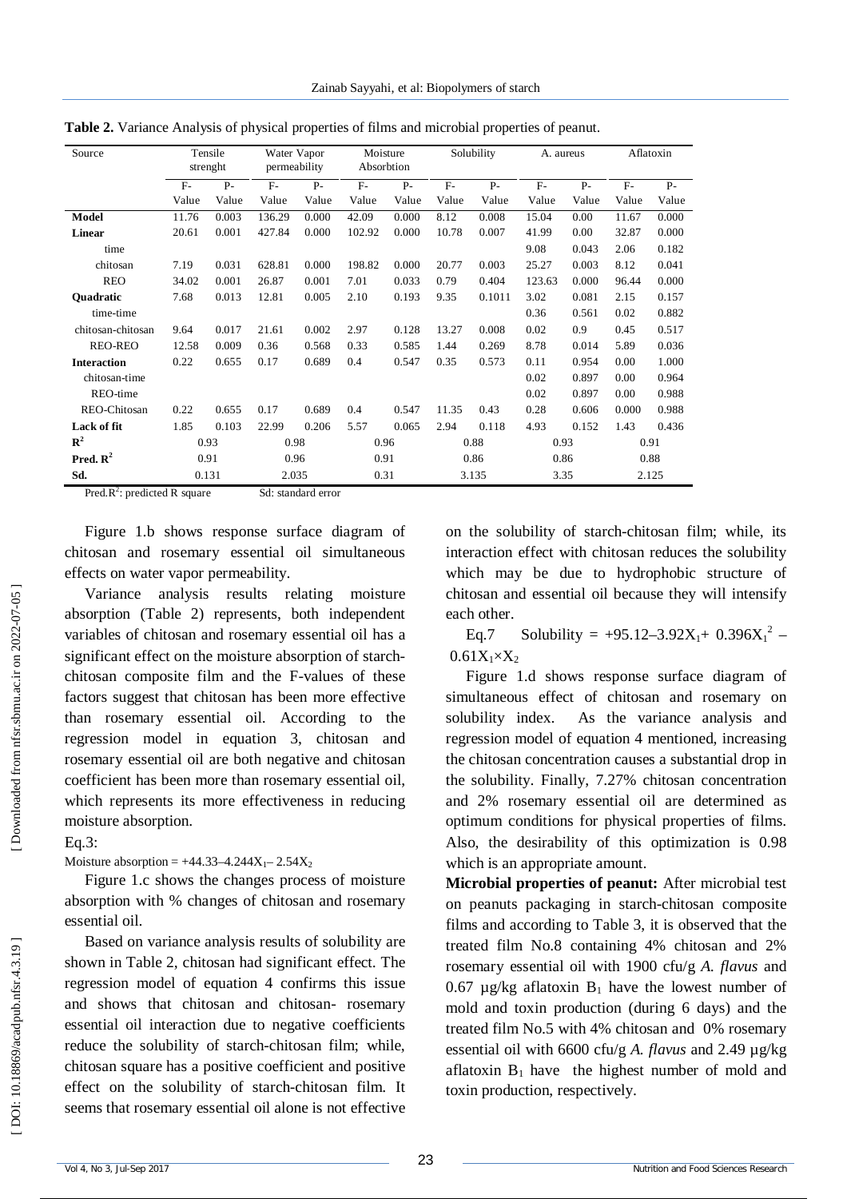**Table 2.** Variance Analysis of physical properties of films and microbial properties of peanut.

| Source | Tensile strenght | | Water Vapor permeability | | Moisture Absorbtion | | Solubility | | A. aureus | | Aflatoxin | |
|---|---|---|---|---|---|---|---|---|---|---|---|---|
| | F-Value | P-Value | F-Value | P-Value | F-Value | P-Value | F-Value | P-Value | F-Value | P-Value | F-Value | P-Value |
| **Model** | 11.76 | 0.003 | 136.29 | 0.000 | 42.09 | 0.000 | 8.12 | 0.008 | 15.04 | 0.00 | 11.67 | 0.000 |
| **Linear** | 20.61 | 0.001 | 427.84 | 0.000 | 102.92 | 0.000 | 10.78 | 0.007 | 41.99 | 0.00 | 32.87 | 0.000 |
| time | | | | | | | | | 9.08 | 0.043 | 2.06 | 0.182 |
| chitosan | 7.19 | 0.031 | 628.81 | 0.000 | 198.82 | 0.000 | 20.77 | 0.003 | 25.27 | 0.003 | 8.12 | 0.041 |
| REO | 34.02 | 0.001 | 26.87 | 0.001 | 7.01 | 0.033 | 0.79 | 0.404 | 123.63 | 0.000 | 96.44 | 0.000 |
| **Quadratic** | 7.68 | 0.013 | 12.81 | 0.005 | 2.10 | 0.193 | 9.35 | 0.1011 | 3.02 | 0.081 | 2.15 | 0.157 |
| time-time | | | | | | | | | 0.36 | 0.561 | 0.02 | 0.882 |
| chitosan-chitosan | 9.64 | 0.017 | 21.61 | 0.002 | 2.97 | 0.128 | 13.27 | 0.008 | 0.02 | 0.9 | 0.45 | 0.517 |
| REO-REO | 12.58 | 0.009 | 0.36 | 0.568 | 0.33 | 0.585 | 1.44 | 0.269 | 8.78 | 0.014 | 5.89 | 0.036 |
| **Interaction** | 0.22 | 0.655 | 0.17 | 0.689 | 0.4 | 0.547 | 0.35 | 0.573 | 0.11 | 0.954 | 0.00 | 1.000 |
| chitosan-time | | | | | | | | | 0.02 | 0.897 | 0.00 | 0.964 |
| REO-time | | | | | | | | | 0.02 | 0.897 | 0.00 | 0.988 |
| REO-Chitosan | 0.22 | 0.655 | 0.17 | 0.689 | 0.4 | 0.547 | 11.35 | 0.43 | 0.28 | 0.606 | 0.000 | 0.988 |
| **Lack of fit** | 1.85 | 0.103 | 22.99 | 0.206 | 5.57 | 0.065 | 2.94 | 0.118 | 4.93 | 0.152 | 1.43 | 0.436 |
| $R^2$ | 0.93 | | 0.98 | | 0.96 | | 0.88 | | 0.93 | | 0.91 | |
| **Pred.** $R^2$ | 0.91 | | 0.96 | | 0.91 | | 0.86 | | 0.86 | | 0.88 | |
| **Sd.** | 0.131 | | 2.035 | | 0.31 | | 3.135 | | 3.35 | | 2.125 | |

Pred.$R^2$: predicted R square  Sd: standard error

Figure 1.b shows response surface diagram of chitosan and rosemary essential oil simultaneous effects on water vapor permeability.

Variance analysis results relating moisture absorption (Table 2) represents, both independent variables of chitosan and rosemary essential oil has a significant effect on the moisture absorption of starch-chitosan composite film and the F-values of these factors suggest that chitosan has been more effective than rosemary essential oil. According to the regression model in equation 3, chitosan and rosemary essential oil are both negative and chitosan coefficient has been more than rosemary essential oil, which represents its more effectiveness in reducing moisture absorption.

Eq.3:

$$\text{Moisture absorption} = +44.33 - 4.244X_1 - 2.54X_2$$

Figure 1.c shows the changes process of moisture absorption with % changes of chitosan and rosemary essential oil.

Based on variance analysis results of solubility are shown in Table 2, chitosan had significant effect. The regression model of equation 4 confirms this issue and shows that chitosan and chitosan- rosemary essential oil interaction due to negative coefficients reduce the solubility of starch-chitosan film; while, chitosan square has a positive coefficient and positive effect on the solubility of starch-chitosan film. It seems that rosemary essential oil alone is not effective on the solubility of starch-chitosan film; while, its interaction effect with chitosan reduces the solubility which may be due to hydrophobic structure of chitosan and essential oil because they will intensify each other.

Eq.7 $$\text{Solubility} = +95.12 - 3.92X_1 + 0.396X_1^2 - 0.61X_1 \times X_2$$

Figure 1.d shows response surface diagram of simultaneous effect of chitosan and rosemary on solubility index. As the variance analysis and regression model of equation 4 mentioned, increasing the chitosan concentration causes a substantial drop in the solubility. Finally, 7.27% chitosan concentration and 2% rosemary essential oil are determined as optimum conditions for physical properties of films. Also, the desirability of this optimization is 0.98 which is an appropriate amount.

**Microbial properties of peanut:** After microbial test on peanuts packaging in starch-chitosan composite films and according to Table 3, it is observed that the treated film No.8 containing 4% chitosan and 2% rosemary essential oil with 1900 cfu/g *A. flavus* and 0.67 µg/kg aflatoxin $B_1$ have the lowest number of mold and toxin production (during 6 days) and the treated film No.5 with 4% chitosan and 0% rosemary essential oil with 6600 cfu/g *A. flavus* and 2.49 µg/kg aflatoxin $B_1$ have the highest number of mold and toxin production, respectively.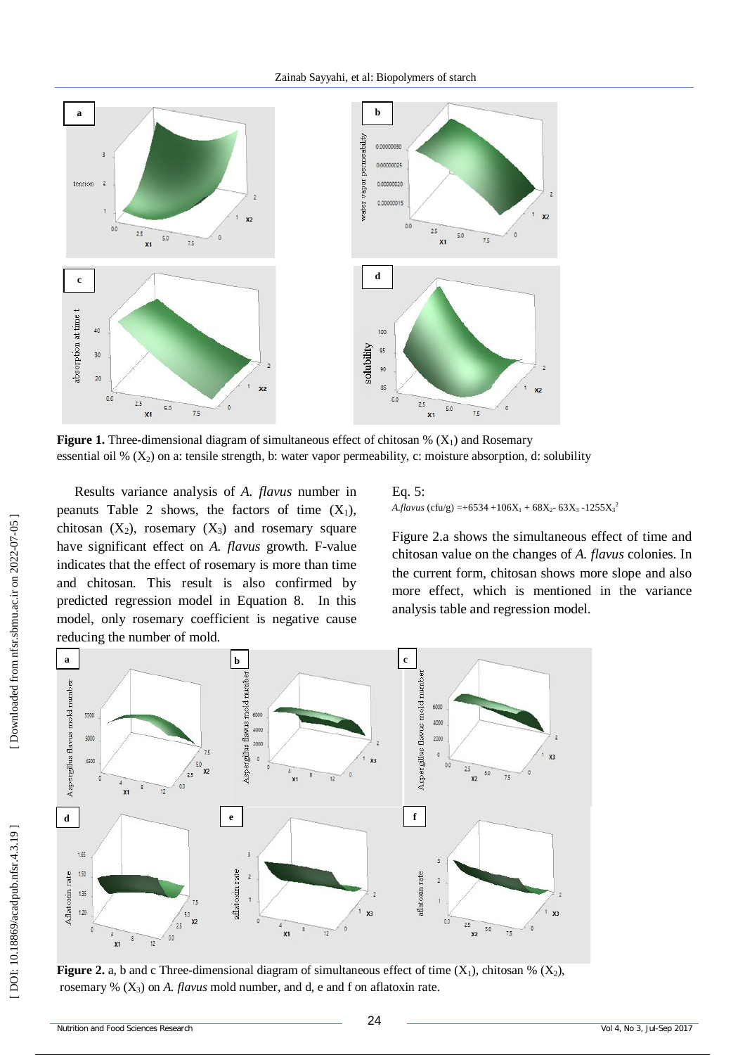**Figure 1.** Three-dimensional diagram of simultaneous effect of chitosan % ($X_1$) and Rosemary essential oil % ($X_2$) on a: tensile strength, b: water vapor permeability, c: moisture absorption, d: solubility

Results variance analysis of *A. flavus* number in peanuts Table 2 shows, the factors of time ($X_1$), chitosan ($X_2$), rosemary ($X_3$) and rosemary square have significant effect on *A. flavus* growth. F-value indicates that the effect of rosemary is more than time and chitosan. This result is also confirmed by predicted regression model in Equation 8. In this model, only rosemary coefficient is negative cause reducing the number of mold.

Eq. 5:

$$A.flavus\ (cfu/g) = +6534 + 106X_1 + 68X_2 - 63X_3 - 1255X_3^2$$

Figure 2.a shows the simultaneous effect of time and chitosan value on the changes of *A. flavus* colonies. In the current form, chitosan shows more slope and also more effect, which is mentioned in the variance analysis table and regression model.

**Figure 2.** a, b and c Three-dimensional diagram of simultaneous effect of time ($X_1$), chitosan % ($X_2$), rosemary % ($X_3$) on *A. flavus* mold number, and d, e and f on aflatoxin rate.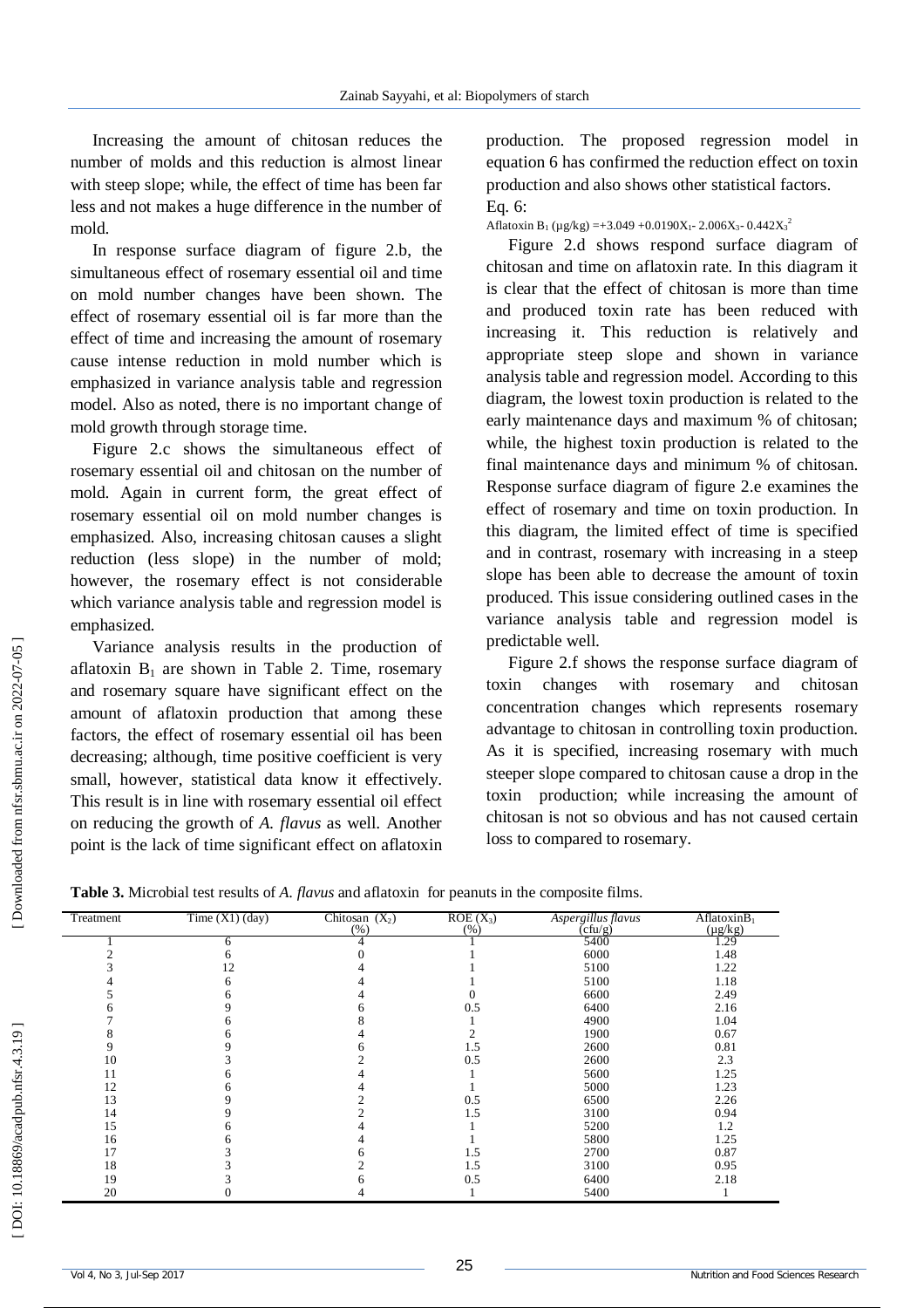Increasing the amount of chitosan reduces the number of molds and this reduction is almost linear with steep slope; while, the effect of time has been far less and not makes a huge difference in the number of mold.

In response surface diagram of figure 2.b, the simultaneous effect of rosemary essential oil and time on mold number changes have been shown. The effect of rosemary essential oil is far more than the effect of time and increasing the amount of rosemary cause intense reduction in mold number which is emphasized in variance analysis table and regression model. Also as noted, there is no important change of mold growth through storage time.

Figure 2.c shows the simultaneous effect of rosemary essential oil and chitosan on the number of mold. Again in current form, the great effect of rosemary essential oil on mold number changes is emphasized. Also, increasing chitosan causes a slight reduction (less slope) in the number of mold; however, the rosemary effect is not considerable which variance analysis table and regression model is emphasized.

Variance analysis results in the production of aflatoxin $B_1$ are shown in Table 2. Time, rosemary and rosemary square have significant effect on the amount of aflatoxin production that among these factors, the effect of rosemary essential oil has been decreasing; although, time positive coefficient is very small, however, statistical data know it effectively. This result is in line with rosemary essential oil effect on reducing the growth of *A. flavus* as well. Another point is the lack of time significant effect on aflatoxin production. The proposed regression model in equation 6 has confirmed the reduction effect on toxin production and also shows other statistical factors.

Eq. 6:

$$\text{Aflatoxin } B_1\ (\mu g/kg) = +3.049 + 0.0190X_1 - 2.006X_3 - 0.442X_3^2$$

Figure 2.d shows respond surface diagram of chitosan and time on aflatoxin rate. In this diagram it is clear that the effect of chitosan is more than time and produced toxin rate has been reduced with increasing it. This reduction is relatively and appropriate steep slope and shown in variance analysis table and regression model. According to this diagram, the lowest toxin production is related to the early maintenance days and maximum % of chitosan; while, the highest toxin production is related to the final maintenance days and minimum % of chitosan. Response surface diagram of figure 2.e examines the effect of rosemary and time on toxin production. In this diagram, the limited effect of time is specified and in contrast, rosemary with increasing in a steep slope has been able to decrease the amount of toxin produced. This issue considering outlined cases in the variance analysis table and regression model is predictable well.

Figure 2.f shows the response surface diagram of toxin changes with rosemary and chitosan concentration changes which represents rosemary advantage to chitosan in controlling toxin production. As it is specified, increasing rosemary with much steeper slope compared to chitosan cause a drop in the toxin production; while increasing the amount of chitosan is not so obvious and has not caused certain loss to compared to rosemary.

**Table 3.** Microbial test results of *A. flavus* and aflatoxin for peanuts in the composite films.

| Treatment | Time (X1) (day) | Chitosan ($X_2$) (%) | ROE ($X_3$) (%) | *Aspergillus flavus* (cfu/g) | Aflatoxin$B_1$ (µg/kg) |
|---|---|---|---|---|---|
| 1 | 6 | 4 | 1 | 5400 | 1.29 |
| 2 | 6 | 0 | 1 | 6000 | 1.48 |
| 3 | 12 | 4 | 1 | 5100 | 1.22 |
| 4 | 6 | 4 | 1 | 5100 | 1.18 |
| 5 | 6 | 4 | 0 | 6600 | 2.49 |
| 6 | 9 | 6 | 0.5 | 6400 | 2.16 |
| 7 | 6 | 8 | 1 | 4900 | 1.04 |
| 8 | 6 | 4 | 2 | 1900 | 0.67 |
| 9 | 9 | 6 | 1.5 | 2600 | 0.81 |
| 10 | 3 | 2 | 0.5 | 2600 | 2.3 |
| 11 | 6 | 4 | 1 | 5600 | 1.25 |
| 12 | 6 | 4 | 1 | 5000 | 1.23 |
| 13 | 9 | 2 | 0.5 | 6500 | 2.26 |
| 14 | 9 | 2 | 1.5 | 3100 | 0.94 |
| 15 | 6 | 4 | 1 | 5200 | 1.2 |
| 16 | 6 | 4 | 1 | 5800 | 1.25 |
| 17 | 3 | 6 | 1.5 | 2700 | 0.87 |
| 18 | 3 | 2 | 1.5 | 3100 | 0.95 |
| 19 | 3 | 6 | 0.5 | 6400 | 2.18 |
| 20 | 0 | 4 | 1 | 5400 | 1 |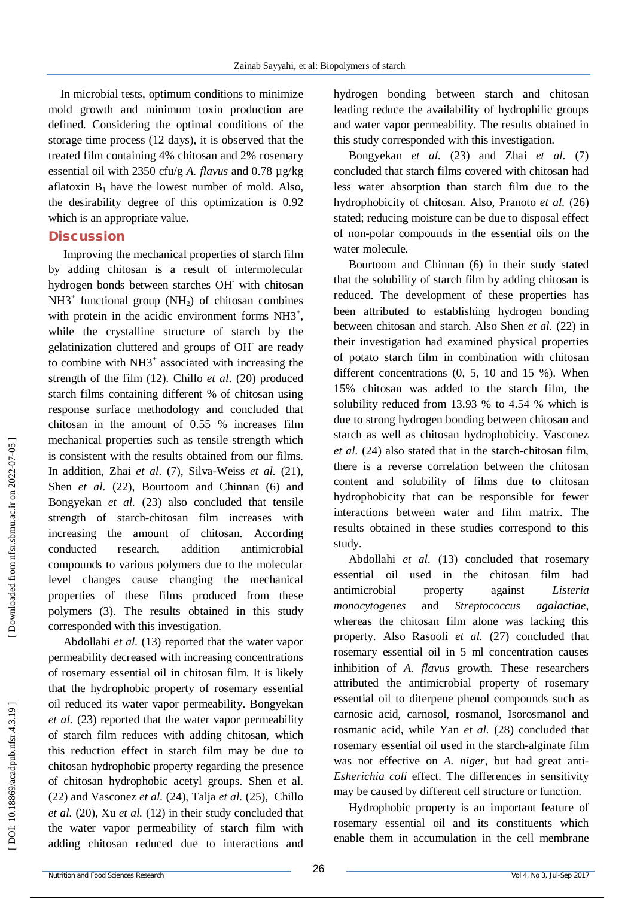In microbial tests, optimum conditions to minimize mold growth and minimum toxin production are defined. Considering the optimal conditions of the storage time process (12 days), it is observed that the treated film containing 4% chitosan and 2% rosemary essential oil with 2350 cfu/g *A. flavus* and 0.78 µg/kg aflatoxin $B_1$ have the lowest number of mold. Also, the desirability degree of this optimization is 0.92 which is an appropriate value.

## Discussion

Improving the mechanical properties of starch film by adding chitosan is a result of intermolecular hydrogen bonds between starches $OH^-$ with chitosan $NH3^+$ functional group ($NH_2$) of chitosan combines with protein in the acidic environment forms $NH3^+$, while the crystalline structure of starch by the gelatinization cluttered and groups of $OH^-$ are ready to combine with $NH3^+$ associated with increasing the strength of the film (12). Chillo *et al*. (20) produced starch films containing different % of chitosan using response surface methodology and concluded that chitosan in the amount of 0.55 % increases film mechanical properties such as tensile strength which is consistent with the results obtained from our films. In addition, Zhai *et al*. (7), Silva-Weiss *et al.* (21), Shen *et al.* (22), Bourtoom and Chinnan (6) and Bongyekan *et al.* (23) also concluded that tensile strength of starch-chitosan film increases with increasing the amount of chitosan. According conducted research, addition antimicrobial compounds to various polymers due to the molecular level changes cause changing the mechanical properties of these films produced from these polymers (3). The results obtained in this study corresponded with this investigation.

Abdollahi *et al.* (13) reported that the water vapor permeability decreased with increasing concentrations of rosemary essential oil in chitosan film. It is likely that the hydrophobic property of rosemary essential oil reduced its water vapor permeability. Bongyekan *et al.* (23) reported that the water vapor permeability of starch film reduces with adding chitosan, which this reduction effect in starch film may be due to chitosan hydrophobic property regarding the presence of chitosan hydrophobic acetyl groups. Shen et al. (22) and Vasconez *et al.* (24), Talja *et al.* (25), Chillo *et al.* (20), Xu *et al.* (12) in their study concluded that the water vapor permeability of starch film with adding chitosan reduced due to interactions and hydrogen bonding between starch and chitosan leading reduce the availability of hydrophilic groups and water vapor permeability. The results obtained in this study corresponded with this investigation.

Bongyekan *et al.* (23) and Zhai *et al.* (7) concluded that starch films covered with chitosan had less water absorption than starch film due to the hydrophobicity of chitosan. Also, Pranoto *et al.* (26) stated; reducing moisture can be due to disposal effect of non-polar compounds in the essential oils on the water molecule.

Bourtoom and Chinnan (6) in their study stated that the solubility of starch film by adding chitosan is reduced. The development of these properties has been attributed to establishing hydrogen bonding between chitosan and starch. Also Shen *et al.* (22) in their investigation had examined physical properties of potato starch film in combination with chitosan different concentrations (0, 5, 10 and 15 %). When 15% chitosan was added to the starch film, the solubility reduced from 13.93 % to 4.54 % which is due to strong hydrogen bonding between chitosan and starch as well as chitosan hydrophobicity. Vasconez *et al.* (24) also stated that in the starch-chitosan film, there is a reverse correlation between the chitosan content and solubility of films due to chitosan hydrophobicity that can be responsible for fewer interactions between water and film matrix. The results obtained in these studies correspond to this study.

Abdollahi *et al.* (13) concluded that rosemary essential oil used in the chitosan film had antimicrobial property against *Listeria monocytogenes* and *Streptococcus agalactiae*, whereas the chitosan film alone was lacking this property. Also Rasooli *et al.* (27) concluded that rosemary essential oil in 5 ml concentration causes inhibition of *A. flavus* growth. These researchers attributed the antimicrobial property of rosemary essential oil to diterpene phenol compounds such as carnosic acid, carnosol, rosmanol, Isorosmanol and rosmanic acid, while Yan *et al.* (28) concluded that rosemary essential oil used in the starch-alginate film was not effective on *A. niger*, but had great anti-*Esherichia coli* effect. The differences in sensitivity may be caused by different cell structure or function.

Hydrophobic property is an important feature of rosemary essential oil and its constituents which enable them in accumulation in the cell membrane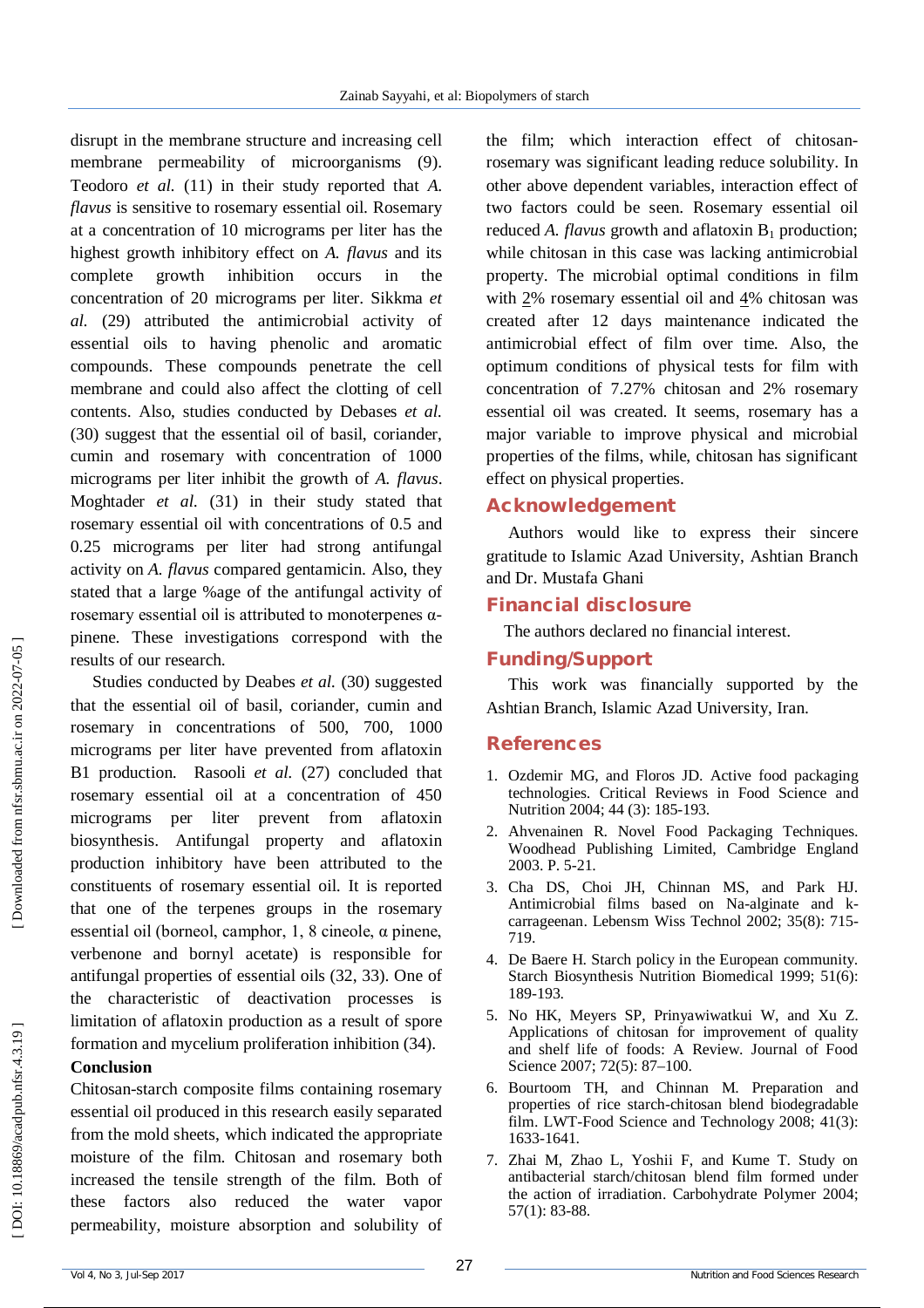disrupt in the membrane structure and increasing cell membrane permeability of microorganisms (9). Teodoro *et al.* (11) in their study reported that *A. flavus* is sensitive to rosemary essential oil. Rosemary at a concentration of 10 micrograms per liter has the highest growth inhibitory effect on *A. flavus* and its complete growth inhibition occurs in the concentration of 20 micrograms per liter. Sikkma *et al.* (29) attributed the antimicrobial activity of essential oils to having phenolic and aromatic compounds. These compounds penetrate the cell membrane and could also affect the clotting of cell contents. Also, studies conducted by Debases *et al.* (30) suggest that the essential oil of basil, coriander, cumin and rosemary with concentration of 1000 micrograms per liter inhibit the growth of *A. flavus*. Moghtader *et al.* (31) in their study stated that rosemary essential oil with concentrations of 0.5 and 0.25 micrograms per liter had strong antifungal activity on *A. flavus* compared gentamicin. Also, they stated that a large %age of the antifungal activity of rosemary essential oil is attributed to monoterpenes α-pinene. These investigations correspond with the results of our research.

Studies conducted by Deabes *et al.* (30) suggested that the essential oil of basil, coriander, cumin and rosemary in concentrations of 500, 700, 1000 micrograms per liter have prevented from aflatoxin B1 production. Rasooli *et al.* (27) concluded that rosemary essential oil at a concentration of 450 micrograms per liter prevent from aflatoxin biosynthesis. Antifungal property and aflatoxin production inhibitory have been attributed to the constituents of rosemary essential oil. It is reported that one of the terpenes groups in the rosemary essential oil (borneol, camphor, 1, 8 cineole, α pinene, verbenone and bornyl acetate) is responsible for antifungal properties of essential oils (32, 33). One of the characteristic of deactivation processes is limitation of aflatoxin production as a result of spore formation and mycelium proliferation inhibition (34).

**Conclusion**

Chitosan-starch composite films containing rosemary essential oil produced in this research easily separated from the mold sheets, which indicated the appropriate moisture of the film. Chitosan and rosemary both increased the tensile strength of the film. Both of these factors also reduced the water vapor permeability, moisture absorption and solubility of the film; which interaction effect of chitosan-rosemary was significant leading reduce solubility. In other above dependent variables, interaction effect of two factors could be seen. Rosemary essential oil reduced *A. flavus* growth and aflatoxin $B_1$ production; while chitosan in this case was lacking antimicrobial property. The microbial optimal conditions in film with 2% rosemary essential oil and 4% chitosan was created after 12 days maintenance indicated the antimicrobial effect of film over time. Also, the optimum conditions of physical tests for film with concentration of 7.27% chitosan and 2% rosemary essential oil was created. It seems, rosemary has a major variable to improve physical and microbial properties of the films, while, chitosan has significant effect on physical properties.

## Acknowledgement

Authors would like to express their sincere gratitude to Islamic Azad University, Ashtian Branch and Dr. Mustafa Ghani

## Financial disclosure

The authors declared no financial interest.

## Funding/Support

This work was financially supported by the Ashtian Branch, Islamic Azad University, Iran.

## References

1. Ozdemir MG, and Floros JD. Active food packaging technologies. Critical Reviews in Food Science and Nutrition 2004; 44 (3): 185-193.
2. Ahvenainen R. Novel Food Packaging Techniques. Woodhead Publishing Limited, Cambridge England 2003. P. 5-21.
3. Cha DS, Choi JH, Chinnan MS, and Park HJ. Antimicrobial films based on Na-alginate and k-carrageenan. Lebensm Wiss Technol 2002; 35(8): 715-719.
4. De Baere H. Starch policy in the European community. Starch Biosynthesis Nutrition Biomedical 1999; 51(6): 189-193.
5. No HK, Meyers SP, Prinyawiwatkui W, and Xu Z. Applications of chitosan for improvement of quality and shelf life of foods: A Review. Journal of Food Science 2007; 72(5): 87–100.
6. Bourtoom TH, and Chinnan M. Preparation and properties of rice starch-chitosan blend biodegradable film. LWT-Food Science and Technology 2008; 41(3): 1633-1641.
7. Zhai M, Zhao L, Yoshii F, and Kume T. Study on antibacterial starch/chitosan blend film formed under the action of irradiation. Carbohydrate Polymer 2004; 57(1): 83-88.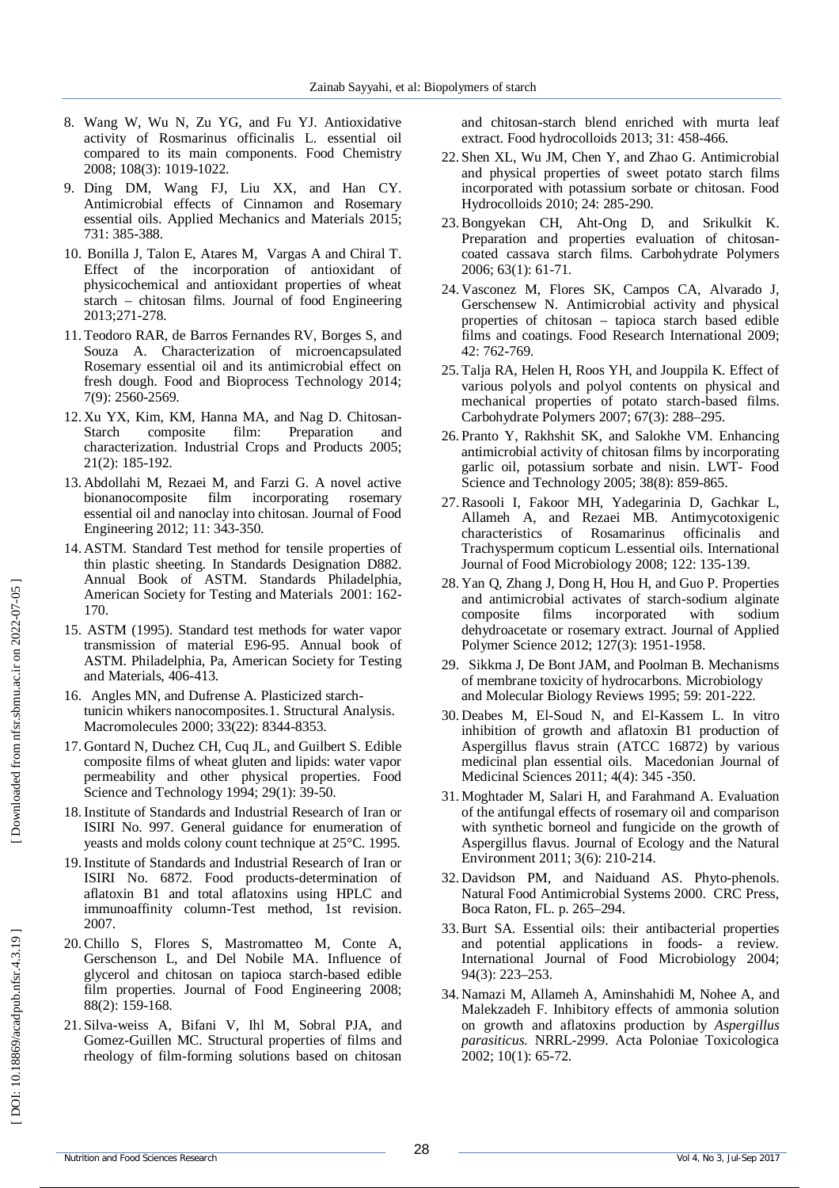8. Wang W, Wu N, Zu YG, and Fu YJ. Antioxidative activity of Rosmarinus officinalis L. essential oil compared to its main components. Food Chemistry 2008; 108(3): 1019-1022.
9. Ding DM, Wang FJ, Liu XX, and Han CY. Antimicrobial effects of Cinnamon and Rosemary essential oils. Applied Mechanics and Materials 2015; 731: 385-388.
10. Bonilla J, Talon E, Atares M, Vargas A and Chiral T. Effect of the incorporation of antioxidant of physicochemical and antioxidant properties of wheat starch – chitosan films. Journal of food Engineering 2013;271-278.
11. Teodoro RAR, de Barros Fernandes RV, Borges S, and Souza A. Characterization of microencapsulated Rosemary essential oil and its antimicrobial effect on fresh dough. Food and Bioprocess Technology 2014; 7(9): 2560-2569.
12. Xu YX, Kim, KM, Hanna MA, and Nag D. Chitosan-Starch composite film: Preparation and characterization. Industrial Crops and Products 2005; 21(2): 185-192.
13. Abdollahi M, Rezaei M, and Farzi G. A novel active bionanocomposite film incorporating rosemary essential oil and nanoclay into chitosan. Journal of Food Engineering 2012; 11: 343-350.
14. ASTM. Standard Test method for tensile properties of thin plastic sheeting. In Standards Designation D882. Annual Book of ASTM. Standards Philadelphia, American Society for Testing and Materials 2001: 162-170.
15. ASTM (1995). Standard test methods for water vapor transmission of material E96-95. Annual book of ASTM. Philadelphia, Pa, American Society for Testing and Materials, 406-413.
16. Angles MN, and Dufrense A. Plasticized starch-tunicin whikers nanocomposites.1. Structural Analysis. Macromolecules 2000; 33(22): 8344-8353.
17. Gontard N, Duchez CH, Cuq JL, and Guilbert S. Edible composite films of wheat gluten and lipids: water vapor permeability and other physical properties. Food Science and Technology 1994; 29(1): 39-50.
18. Institute of Standards and Industrial Research of Iran or ISIRI No. 997. General guidance for enumeration of yeasts and molds colony count technique at 25°C. 1995.
19. Institute of Standards and Industrial Research of Iran or ISIRI No. 6872. Food products-determination of aflatoxin B1 and total aflatoxins using HPLC and immunoaffinity column-Test method, 1st revision. 2007.
20. Chillo S, Flores S, Mastromatteo M, Conte A, Gerschenson L, and Del Nobile MA. Influence of glycerol and chitosan on tapioca starch-based edible film properties. Journal of Food Engineering 2008; 88(2): 159-168.
21. Silva-weiss A, Bifani V, Ihl M, Sobral PJA, and Gomez-Guillen MC. Structural properties of films and rheology of film-forming solutions based on chitosan and chitosan-starch blend enriched with murta leaf extract. Food hydrocolloids 2013; 31: 458-466.
22. Shen XL, Wu JM, Chen Y, and Zhao G. Antimicrobial and physical properties of sweet potato starch films incorporated with potassium sorbate or chitosan. Food Hydrocolloids 2010; 24: 285-290.
23. Bongyekan CH, Aht-Ong D, and Srikulkit K. Preparation and properties evaluation of chitosan-coated cassava starch films. Carbohydrate Polymers 2006; 63(1): 61-71.
24. Vasconez M, Flores SK, Campos CA, Alvarado J, Gerschensew N. Antimicrobial activity and physical properties of chitosan – tapioca starch based edible films and coatings. Food Research International 2009; 42: 762-769.
25. Talja RA, Helen H, Roos YH, and Jouppila K. Effect of various polyols and polyol contents on physical and mechanical properties of potato starch-based films. Carbohydrate Polymers 2007; 67(3): 288–295.
26. Pranto Y, Rakhshit SK, and Salokhe VM. Enhancing antimicrobial activity of chitosan films by incorporating garlic oil, potassium sorbate and nisin. LWT- Food Science and Technology 2005; 38(8): 859-865.
27. Rasooli I, Fakoor MH, Yadegarinia D, Gachkar L, Allameh A, and Rezaei MB. Antimycotoxigenic characteristics of Rosamarinus officinalis and Trachyspermum copticum L.essential oils. International Journal of Food Microbiology 2008; 122: 135-139.
28. Yan Q, Zhang J, Dong H, Hou H, and Guo P. Properties and antimicrobial activates of starch-sodium alginate composite films incorporated with sodium dehydroacetate or rosemary extract. Journal of Applied Polymer Science 2012; 127(3): 1951-1958.
29. Sikkma J, De Bont JAM, and Poolman B. Mechanisms of membrane toxicity of hydrocarbons. Microbiology and Molecular Biology Reviews 1995; 59: 201-222.
30. Deabes M, El-Soud N, and El-Kassem L. In vitro inhibition of growth and aflatoxin B1 production of Aspergillus flavus strain (ATCC 16872) by various medicinal plan essential oils. Macedonian Journal of Medicinal Sciences 2011; 4(4): 345 -350.
31. Moghtader M, Salari H, and Farahmand A. Evaluation of the antifungal effects of rosemary oil and comparison with synthetic borneol and fungicide on the growth of Aspergillus flavus. Journal of Ecology and the Natural Environment 2011; 3(6): 210-214.
32. Davidson PM, and Naiduand AS. Phyto-phenols. Natural Food Antimicrobial Systems 2000. CRC Press, Boca Raton, FL. p. 265–294.
33. Burt SA. Essential oils: their antibacterial properties and potential applications in foods- a review. International Journal of Food Microbiology 2004; 94(3): 223–253.
34. Namazi M, Allameh A, Aminshahidi M, Nohee A, and Malekzadeh F. Inhibitory effects of ammonia solution on growth and aflatoxins production by *Aspergillus parasiticus.* NRRL-2999. Acta Poloniae Toxicologica 2002; 10(1): 65-72.